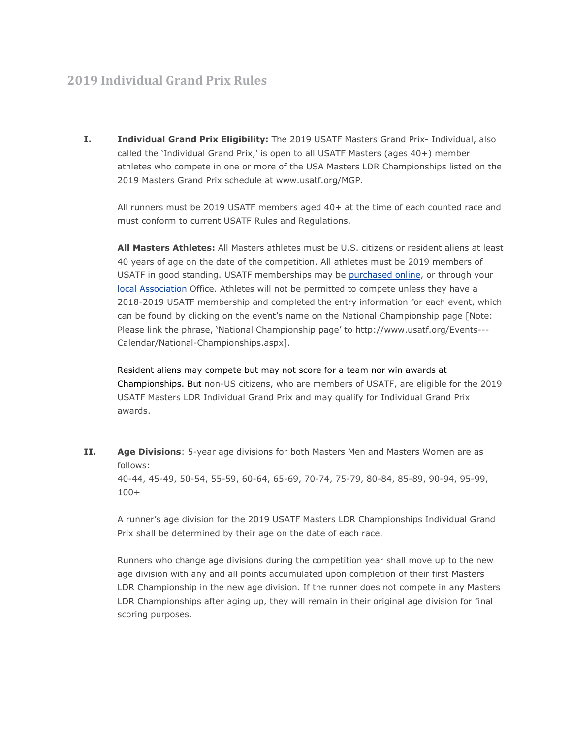## 2019 Individual Grand Prix Rules

**I. Individual Grand Prix Eligibility:** The 2019 USATF Masters Grand Prix- Individual, also called the 'Individual Grand Prix,' is open to all USATF Masters (ages 40+) member athletes who compete in one or more of the USA Masters LDR Championships listed on the 2019 Masters Grand Prix schedule at www.usatf.org/MGP.

All runners must be 2019 USATF members aged 40+ at the time of each counted race and must conform to current USATF Rules and Regulations.

**All Masters Athletes:** All Masters athletes must be U.S. citizens or resident aliens at least 40 years of age on the date of the competition. All athletes must be 2019 members of USATF in good standing. USATF memberships may be purchased online, or through your local Association Office. Athletes will not be permitted to compete unless they have a 2018-2019 USATF membership and completed the entry information for each event, which can be found by clicking on the event's name on the National Championship page [Note: Please link the phrase, 'National Championship page' to http://www.usatf.org/Events---Calendar/National-Championships.aspx].

Resident aliens may compete but may not score for a team nor win awards at Championships. But non-US citizens, who are members of USATF, are eligible for the 2019 USATF Masters LDR Individual Grand Prix and may qualify for Individual Grand Prix awards.

**II. Age Divisions**: 5-year age divisions for both Masters Men and Masters Women are as follows:
40-44, 45-49, 50-54, 55-59, 60-64, 65-69, 70-74, 75-79, 80-84, 85-89, 90-94, 95-99, 100+

A runner's age division for the 2019 USATF Masters LDR Championships Individual Grand Prix shall be determined by their age on the date of each race.

Runners who change age divisions during the competition year shall move up to the new age division with any and all points accumulated upon completion of their first Masters LDR Championship in the new age division. If the runner does not compete in any Masters LDR Championships after aging up, they will remain in their original age division for final scoring purposes.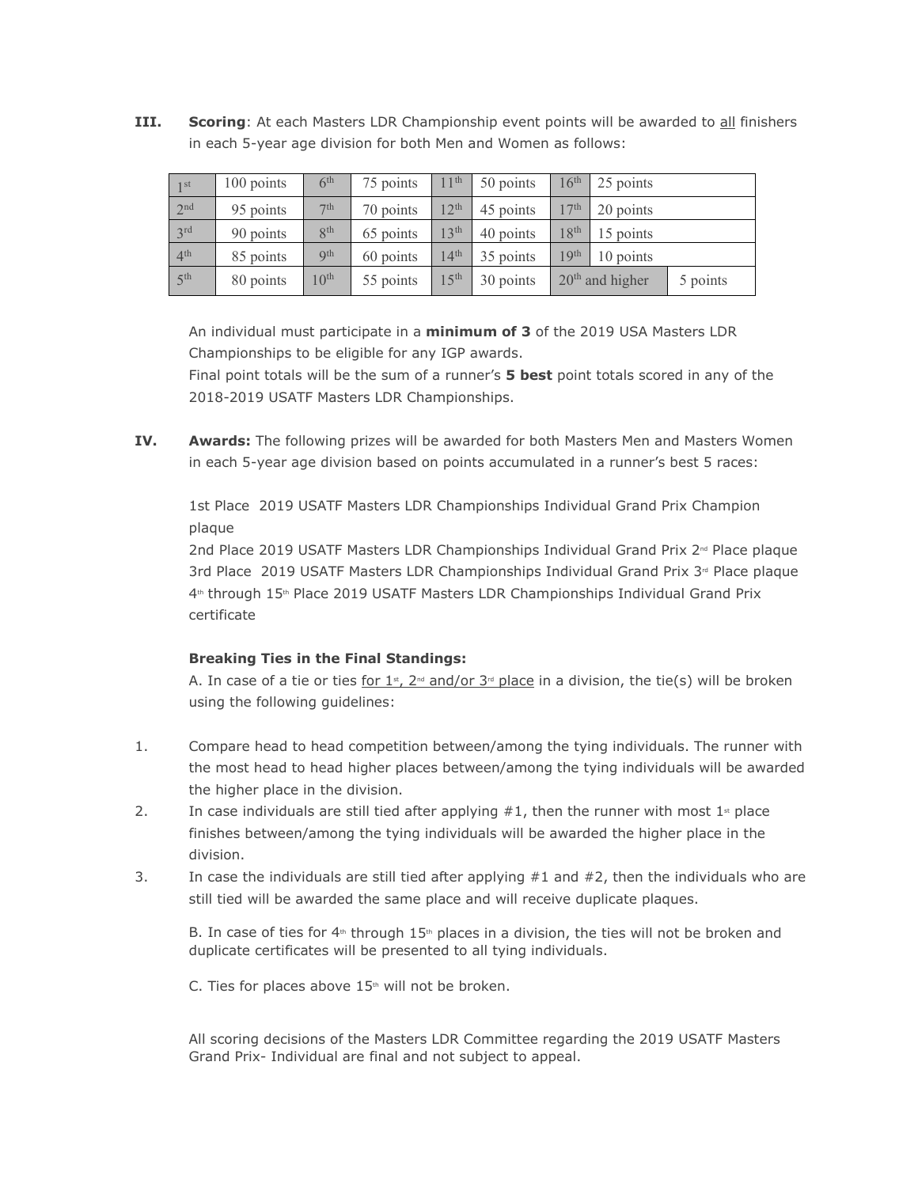**III.** **Scoring**: At each Masters LDR Championship event points will be awarded to all finishers in each 5-year age division for both Men and Women as follows:

| | | | | | | | | |
|---|---|---|---|---|---|---|---|---|
| 1st | 100 points | 6th | 75 points | 11th | 50 points | 16th | 25 points | |
| 2nd | 95 points | 7th | 70 points | 12th | 45 points | 17th | 20 points | |
| 3rd | 90 points | 8th | 65 points | 13th | 40 points | 18th | 15 points | |
| 4th | 85 points | 9th | 60 points | 14th | 35 points | 19th | 10 points | |
| 5th | 80 points | 10th | 55 points | 15th | 30 points | 20th and higher | | 5 points |

An individual must participate in a **minimum of 3** of the 2019 USA Masters LDR Championships to be eligible for any IGP awards.
Final point totals will be the sum of a runner's **5 best** point totals scored in any of the 2018-2019 USATF Masters LDR Championships.

**IV.** **Awards:** The following prizes will be awarded for both Masters Men and Masters Women in each 5-year age division based on points accumulated in a runner's best 5 races:

1st Place 2019 USATF Masters LDR Championships Individual Grand Prix Champion plaque
2nd Place 2019 USATF Masters LDR Championships Individual Grand Prix 2nd Place plaque
3rd Place 2019 USATF Masters LDR Championships Individual Grand Prix 3rd Place plaque
4th through 15th Place 2019 USATF Masters LDR Championships Individual Grand Prix certificate

**Breaking Ties in the Final Standings:**

A. In case of a tie or ties for 1st, 2nd and/or 3rd place in a division, the tie(s) will be broken using the following guidelines:

1. Compare head to head competition between/among the tying individuals. The runner with the most head to head higher places between/among the tying individuals will be awarded the higher place in the division.
2. In case individuals are still tied after applying #1, then the runner with most 1st place finishes between/among the tying individuals will be awarded the higher place in the division.
3. In case the individuals are still tied after applying #1 and #2, then the individuals who are still tied will be awarded the same place and will receive duplicate plaques.

B. In case of ties for 4th through 15th places in a division, the ties will not be broken and duplicate certificates will be presented to all tying individuals.

C. Ties for places above 15th will not be broken.

All scoring decisions of the Masters LDR Committee regarding the 2019 USATF Masters Grand Prix- Individual are final and not subject to appeal.